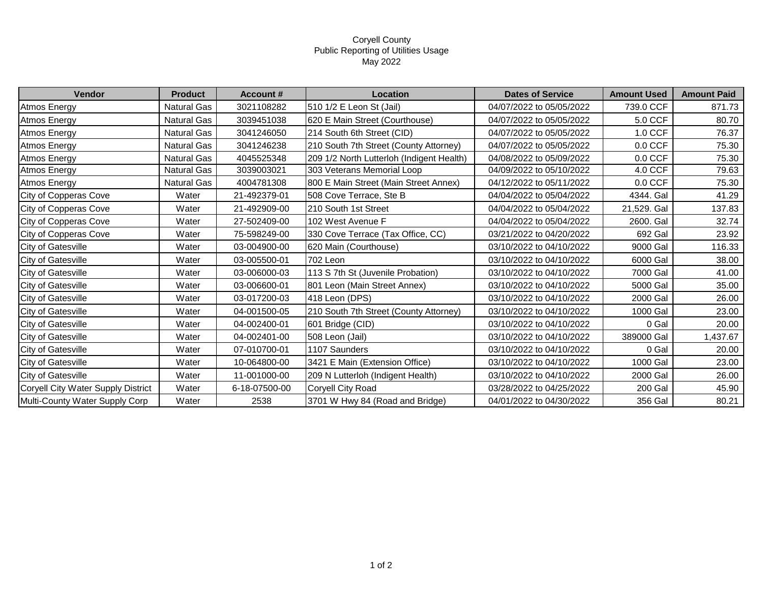# Coryell County
## Public Reporting of Utilities Usage
## May 2022

| Vendor | Product | Account # | Location | Dates of Service | Amount Used | Amount Paid |
|---|---|---|---|---|---|---|
| Atmos Energy | Natural Gas | 3021108282 | 510 1/2 E Leon St (Jail) | 04/07/2022 to 05/05/2022 | 739.0 CCF | 871.73 |
| Atmos Energy | Natural Gas | 3039451038 | 620 E Main Street (Courthouse) | 04/07/2022 to 05/05/2022 | 5.0 CCF | 80.70 |
| Atmos Energy | Natural Gas | 3041246050 | 214 South 6th Street (CID) | 04/07/2022 to 05/05/2022 | 1.0 CCF | 76.37 |
| Atmos Energy | Natural Gas | 3041246238 | 210 South 7th Street (County Attorney) | 04/07/2022 to 05/05/2022 | 0.0 CCF | 75.30 |
| Atmos Energy | Natural Gas | 4045525348 | 209 1/2 North Lutterloh (Indigent Health) | 04/08/2022 to 05/09/2022 | 0.0 CCF | 75.30 |
| Atmos Energy | Natural Gas | 3039003021 | 303 Veterans Memorial Loop | 04/09/2022 to 05/10/2022 | 4.0 CCF | 79.63 |
| Atmos Energy | Natural Gas | 4004781308 | 800 E Main Street (Main Street Annex) | 04/12/2022 to 05/11/2022 | 0.0 CCF | 75.30 |
| City of Copperas Cove | Water | 21-492379-01 | 508 Cove Terrace, Ste B | 04/04/2022 to 05/04/2022 | 4344. Gal | 41.29 |
| City of Copperas Cove | Water | 21-492909-00 | 210 South 1st Street | 04/04/2022 to 05/04/2022 | 21,529. Gal | 137.83 |
| City of Copperas Cove | Water | 27-502409-00 | 102 West Avenue F | 04/04/2022 to 05/04/2022 | 2600. Gal | 32.74 |
| City of Copperas Cove | Water | 75-598249-00 | 330 Cove Terrace (Tax Office, CC) | 03/21/2022 to 04/20/2022 | 692 Gal | 23.92 |
| City of Gatesville | Water | 03-004900-00 | 620 Main (Courthouse) | 03/10/2022 to 04/10/2022 | 9000 Gal | 116.33 |
| City of Gatesville | Water | 03-005500-01 | 702 Leon | 03/10/2022 to 04/10/2022 | 6000 Gal | 38.00 |
| City of Gatesville | Water | 03-006000-03 | 113 S 7th St (Juvenile Probation) | 03/10/2022 to 04/10/2022 | 7000 Gal | 41.00 |
| City of Gatesville | Water | 03-006600-01 | 801 Leon (Main Street Annex) | 03/10/2022 to 04/10/2022 | 5000 Gal | 35.00 |
| City of Gatesville | Water | 03-017200-03 | 418 Leon (DPS) | 03/10/2022 to 04/10/2022 | 2000 Gal | 26.00 |
| City of Gatesville | Water | 04-001500-05 | 210 South 7th Street (County Attorney) | 03/10/2022 to 04/10/2022 | 1000 Gal | 23.00 |
| City of Gatesville | Water | 04-002400-01 | 601 Bridge (CID) | 03/10/2022 to 04/10/2022 | 0 Gal | 20.00 |
| City of Gatesville | Water | 04-002401-00 | 508 Leon (Jail) | 03/10/2022 to 04/10/2022 | 389000 Gal | 1,437.67 |
| City of Gatesville | Water | 07-010700-01 | 1107 Saunders | 03/10/2022 to 04/10/2022 | 0 Gal | 20.00 |
| City of Gatesville | Water | 10-064800-00 | 3421 E Main (Extension Office) | 03/10/2022 to 04/10/2022 | 1000 Gal | 23.00 |
| City of Gatesville | Water | 11-001000-00 | 209 N Lutterloh (Indigent Health) | 03/10/2022 to 04/10/2022 | 2000 Gal | 26.00 |
| Coryell City Water Supply District | Water | 6-18-07500-00 | Coryell City Road | 03/28/2022 to 04/25/2022 | 200 Gal | 45.90 |
| Multi-County Water Supply Corp | Water | 2538 | 3701 W Hwy 84 (Road and Bridge) | 04/01/2022 to 04/30/2022 | 356 Gal | 80.21 |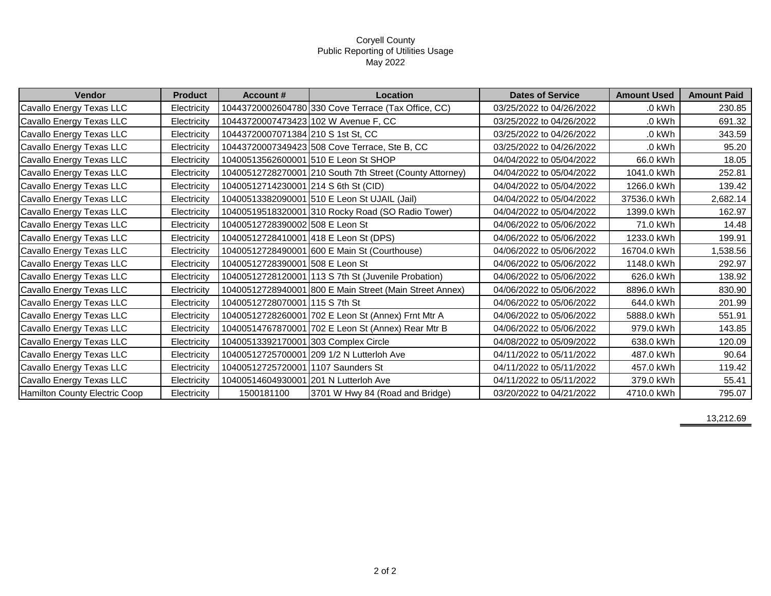Coryell County
Public Reporting of Utilities Usage
May 2022

| Vendor | Product | Account # | Location | Dates of Service | Amount Used | Amount Paid |
|---|---|---|---|---|---|---|
| Cavallo Energy Texas LLC | Electricity | 10443720002604780 | 330 Cove Terrace (Tax Office, CC) | 03/25/2022 to 04/26/2022 | .0 kWh | 230.85 |
| Cavallo Energy Texas LLC | Electricity | 10443720007473423 | 102 W Avenue F, CC | 03/25/2022 to 04/26/2022 | .0 kWh | 691.32 |
| Cavallo Energy Texas LLC | Electricity | 10443720007071384 | 210 S 1st St, CC | 03/25/2022 to 04/26/2022 | .0 kWh | 343.59 |
| Cavallo Energy Texas LLC | Electricity | 10443720007349423 | 508 Cove Terrace, Ste B, CC | 03/25/2022 to 04/26/2022 | .0 kWh | 95.20 |
| Cavallo Energy Texas LLC | Electricity | 10400513562600001 | 510 E Leon St SHOP | 04/04/2022 to 05/04/2022 | 66.0 kWh | 18.05 |
| Cavallo Energy Texas LLC | Electricity | 10400512728270001 | 210 South 7th Street (County Attorney) | 04/04/2022 to 05/04/2022 | 1041.0 kWh | 252.81 |
| Cavallo Energy Texas LLC | Electricity | 10400512714230001 | 214 S 6th St (CID) | 04/04/2022 to 05/04/2022 | 1266.0 kWh | 139.42 |
| Cavallo Energy Texas LLC | Electricity | 10400513382090001 | 510 E Leon St UJAIL (Jail) | 04/04/2022 to 05/04/2022 | 37536.0 kWh | 2,682.14 |
| Cavallo Energy Texas LLC | Electricity | 10400519518320001 | 310 Rocky Road (SO Radio Tower) | 04/04/2022 to 05/04/2022 | 1399.0 kWh | 162.97 |
| Cavallo Energy Texas LLC | Electricity | 10400512728390002 | 508 E Leon St | 04/06/2022 to 05/06/2022 | 71.0 kWh | 14.48 |
| Cavallo Energy Texas LLC | Electricity | 10400512728410001 | 418 E Leon St (DPS) | 04/06/2022 to 05/06/2022 | 1233.0 kWh | 199.91 |
| Cavallo Energy Texas LLC | Electricity | 10400512728490001 | 600 E Main St (Courthouse) | 04/06/2022 to 05/06/2022 | 16704.0 kWh | 1,538.56 |
| Cavallo Energy Texas LLC | Electricity | 10400512728390001 | 508 E Leon St | 04/06/2022 to 05/06/2022 | 1148.0 kWh | 292.97 |
| Cavallo Energy Texas LLC | Electricity | 10400512728120001 | 113 S 7th St (Juvenile Probation) | 04/06/2022 to 05/06/2022 | 626.0 kWh | 138.92 |
| Cavallo Energy Texas LLC | Electricity | 10400512728940001 | 800 E Main Street (Main Street Annex) | 04/06/2022 to 05/06/2022 | 8896.0 kWh | 830.90 |
| Cavallo Energy Texas LLC | Electricity | 10400512728070001 | 115 S 7th St | 04/06/2022 to 05/06/2022 | 644.0 kWh | 201.99 |
| Cavallo Energy Texas LLC | Electricity | 10400512728260001 | 702 E Leon St (Annex) Frnt Mtr A | 04/06/2022 to 05/06/2022 | 5888.0 kWh | 551.91 |
| Cavallo Energy Texas LLC | Electricity | 10400514767870001 | 702 E Leon St (Annex) Rear Mtr B | 04/06/2022 to 05/06/2022 | 979.0 kWh | 143.85 |
| Cavallo Energy Texas LLC | Electricity | 10400513392170001 | 303 Complex Circle | 04/08/2022 to 05/09/2022 | 638.0 kWh | 120.09 |
| Cavallo Energy Texas LLC | Electricity | 10400512725700001 | 209 1/2 N Lutterloh Ave | 04/11/2022 to 05/11/2022 | 487.0 kWh | 90.64 |
| Cavallo Energy Texas LLC | Electricity | 10400512725720001 | 1107 Saunders St | 04/11/2022 to 05/11/2022 | 457.0 kWh | 119.42 |
| Cavallo Energy Texas LLC | Electricity | 10400514604930001 | 201 N Lutterloh Ave | 04/11/2022 to 05/11/2022 | 379.0 kWh | 55.41 |
| Hamilton County Electric Coop | Electricity | 1500181100 | 3701 W Hwy 84 (Road and Bridge) | 03/20/2022 to 04/21/2022 | 4710.0 kWh | 795.07 |
| | | | | | | 13,212.69 |